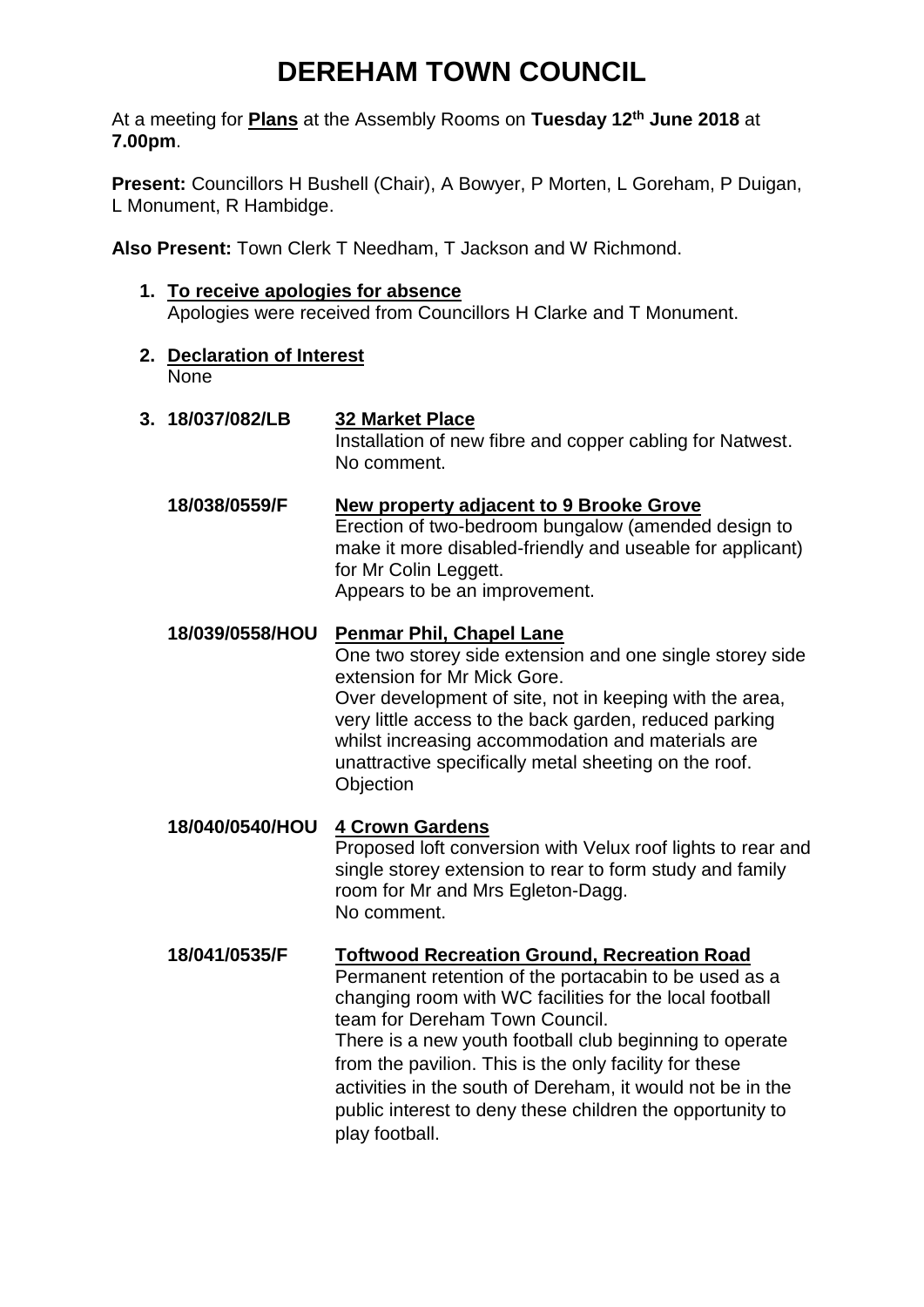# DEREHAM TOWN COUNCIL

At a meeting for **Plans** at the Assembly Rooms on **Tuesday 12th June 2018** at **7.00pm**.

**Present:** Councillors H Bushell (Chair), A Bowyer, P Morten, L Goreham, P Duigan, L Monument, R Hambidge.

**Also Present:** Town Clerk T Needham, T Jackson and W Richmond.

1. **To receive apologies for absence**
   Apologies were received from Councillors H Clarke and T Monument.

2. **Declaration of Interest**
   None

3. **18/037/082/LB** **32 Market Place**
   Installation of new fibre and copper cabling for Natwest.
   No comment.

   **18/038/0559/F** **New property adjacent to 9 Brooke Grove**
   Erection of two-bedroom bungalow (amended design to make it more disabled-friendly and useable for applicant) for Mr Colin Leggett.
   Appears to be an improvement.

   **18/039/0558/HOU** **Penmar Phil, Chapel Lane**
   One two storey side extension and one single storey side extension for Mr Mick Gore.
   Over development of site, not in keeping with the area, very little access to the back garden, reduced parking whilst increasing accommodation and materials are unattractive specifically metal sheeting on the roof.
   Objection

   **18/040/0540/HOU** **4 Crown Gardens**
   Proposed loft conversion with Velux roof lights to rear and single storey extension to rear to form study and family room for Mr and Mrs Egleton-Dagg.
   No comment.

   **18/041/0535/F** **Toftwood Recreation Ground, Recreation Road**
   Permanent retention of the portacabin to be used as a changing room with WC facilities for the local football team for Dereham Town Council.
   There is a new youth football club beginning to operate from the pavilion. This is the only facility for these activities in the south of Dereham, it would not be in the public interest to deny these children the opportunity to play football.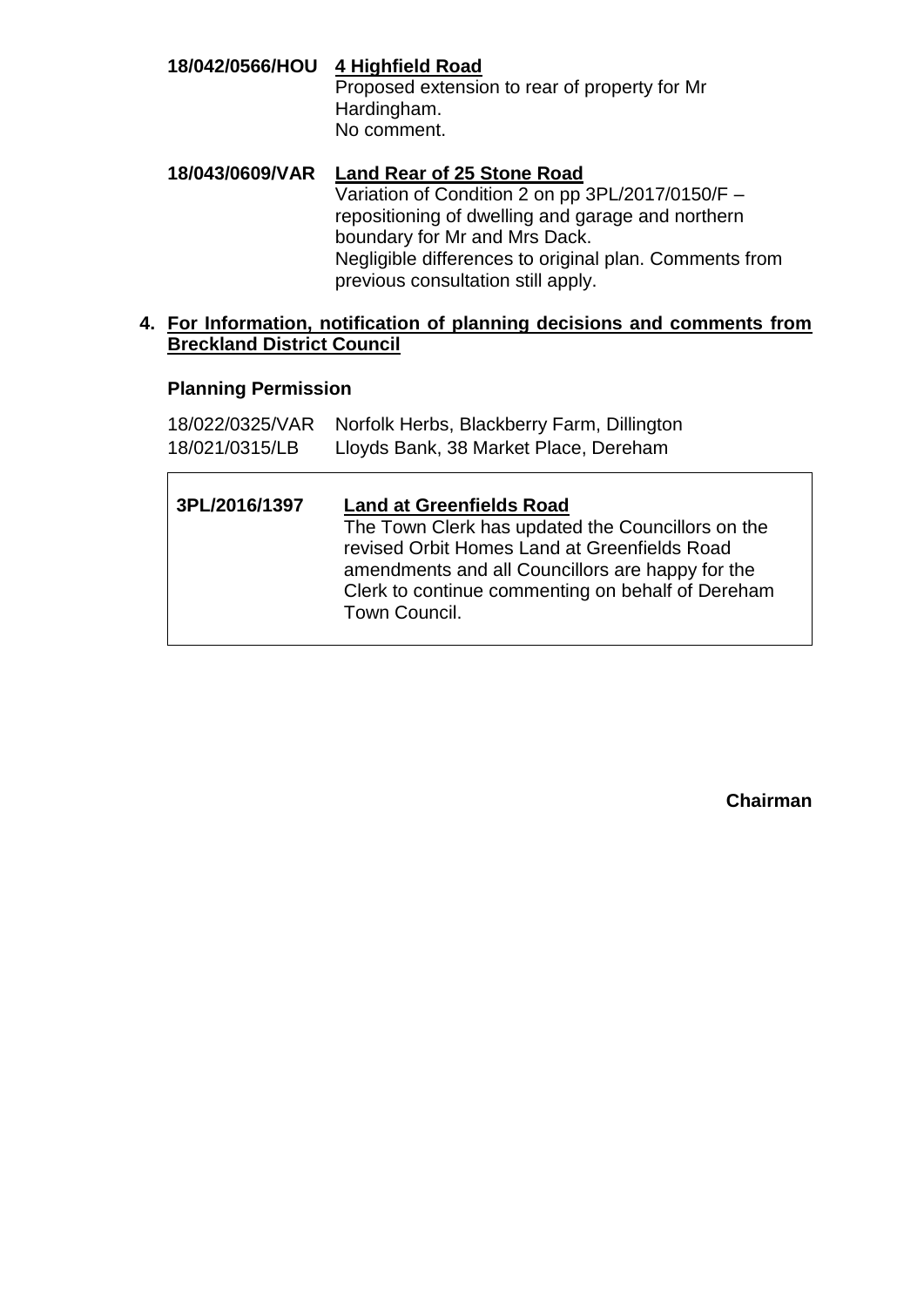**18/042/0566/HOU** **4 Highfield Road**
Proposed extension to rear of property for Mr Hardingham.
No comment.

**18/043/0609/VAR** **Land Rear of 25 Stone Road**
Variation of Condition 2 on pp 3PL/2017/0150/F – repositioning of dwelling and garage and northern boundary for Mr and Mrs Dack.
Negligible differences to original plan. Comments from previous consultation still apply.

## 4. For Information, notification of planning decisions and comments from Breckland District Council

### Planning Permission

| | |
|---|---|
| 18/022/0325/VAR | Norfolk Herbs, Blackberry Farm, Dillington |
| 18/021/0315/LB | Lloyds Bank, 38 Market Place, Dereham |

**3PL/2016/1397** **Land at Greenfields Road**
The Town Clerk has updated the Councillors on the revised Orbit Homes Land at Greenfields Road amendments and all Councillors are happy for the Clerk to continue commenting on behalf of Dereham Town Council.

**Chairman**